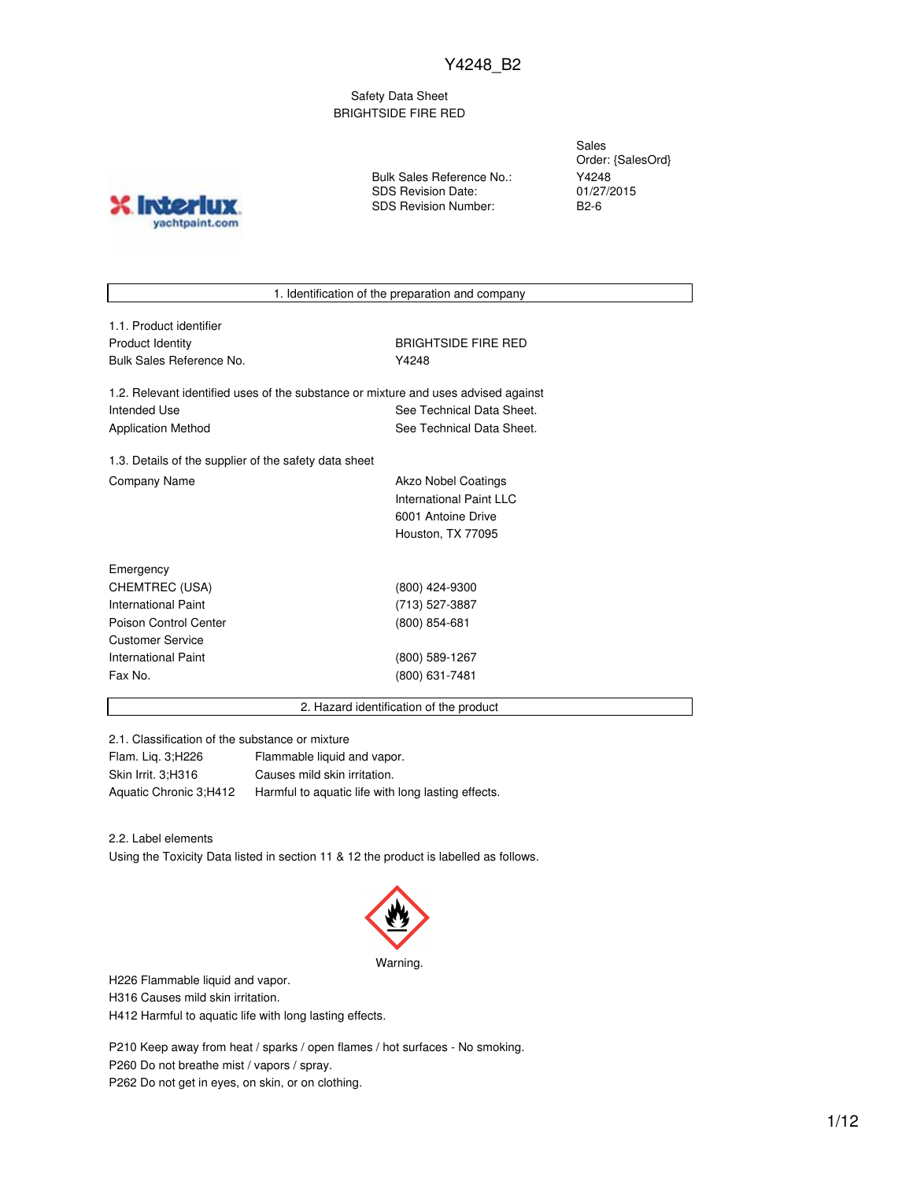Y4248_B2

Safety Data Sheet
BRIGHTSIDE FIRE RED

| | |
|---|---|
| | Sales Order: {SalesOrd} |
| Bulk Sales Reference No.: | Y4248 |
| SDS Revision Date: | 01/27/2015 |
| SDS Revision Number: | B2-6 |

## 1. Identification of the preparation and company

### 1.1. Product identifier

| | |
|---|---|
| Product Identity | BRIGHTSIDE FIRE RED |
| Bulk Sales Reference No. | Y4248 |

### 1.2. Relevant identified uses of the substance or mixture and uses advised against

| | |
|---|---|
| Intended Use | See Technical Data Sheet. |
| Application Method | See Technical Data Sheet. |

### 1.3. Details of the supplier of the safety data sheet

| | |
|---|---|
| Company Name | Akzo Nobel Coatings<br>International Paint LLC<br>6001 Antoine Drive<br>Houston, TX 77095 |

| | |
|---|---|
| Emergency | |
| CHEMTREC (USA) | (800) 424-9300 |
| International Paint | (713) 527-3887 |
| Poison Control Center | (800) 854-681 |
| Customer Service | |
| International Paint | (800) 589-1267 |
| Fax No. | (800) 631-7481 |

## 2. Hazard identification of the product

### 2.1. Classification of the substance or mixture

| | |
|---|---|
| Flam. Liq. 3;H226 | Flammable liquid and vapor. |
| Skin Irrit. 3;H316 | Causes mild skin irritation. |
| Aquatic Chronic 3;H412 | Harmful to aquatic life with long lasting effects. |

### 2.2. Label elements

Using the Toxicity Data listed in section 11 & 12 the product is labelled as follows.

Warning.

H226 Flammable liquid and vapor.
H316 Causes mild skin irritation.
H412 Harmful to aquatic life with long lasting effects.

P210 Keep away from heat / sparks / open flames / hot surfaces - No smoking.
P260 Do not breathe mist / vapors / spray.
P262 Do not get in eyes, on skin, or on clothing.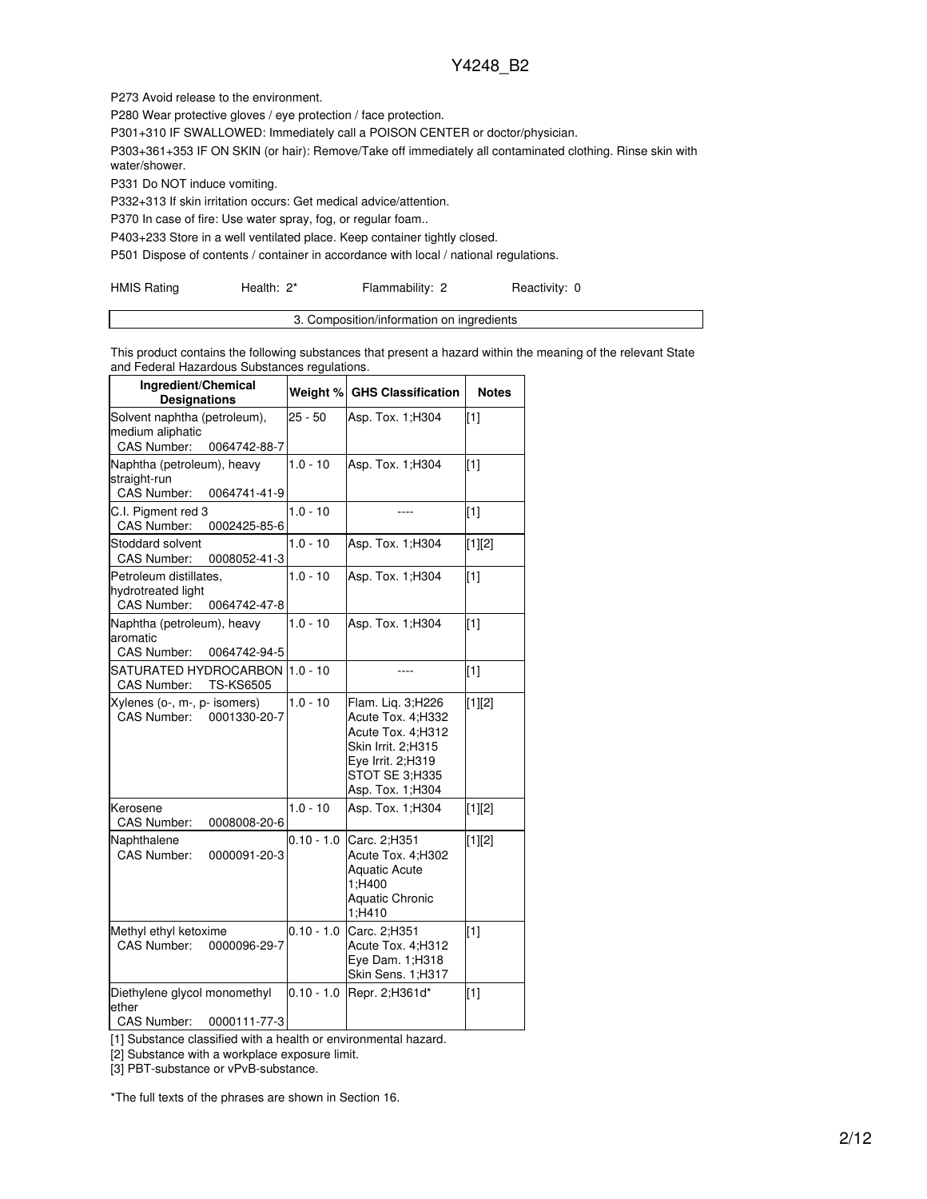P273 Avoid release to the environment.

P280 Wear protective gloves / eye protection / face protection.

P301+310 IF SWALLOWED: Immediately call a POISON CENTER or doctor/physician.

P303+361+353 IF ON SKIN (or hair): Remove/Take off immediately all contaminated clothing. Rinse skin with water/shower.

P331 Do NOT induce vomiting.

P332+313 If skin irritation occurs: Get medical advice/attention.

P370 In case of fire: Use water spray, fog, or regular foam..

P403+233 Store in a well ventilated place. Keep container tightly closed.

P501 Dispose of contents / container in accordance with local / national regulations.

HMIS Rating Health: 2* Flammability: 2 Reactivity: 0

## 3. Composition/information on ingredients

This product contains the following substances that present a hazard within the meaning of the relevant State and Federal Hazardous Substances regulations.

| Ingredient/Chemical Designations | Weight % | GHS Classification | Notes |
|---|---|---|---|
| Solvent naphtha (petroleum), medium aliphatic CAS Number: 0064742-88-7 | 25 - 50 | Asp. Tox. 1;H304 | [1] |
| Naphtha (petroleum), heavy straight-run CAS Number: 0064741-41-9 | 1.0 - 10 | Asp. Tox. 1;H304 | [1] |
| C.I. Pigment red 3 CAS Number: 0002425-85-6 | 1.0 - 10 | ---- | [1] |
| Stoddard solvent CAS Number: 0008052-41-3 | 1.0 - 10 | Asp. Tox. 1;H304 | [1][2] |
| Petroleum distillates, hydrotreated light CAS Number: 0064742-47-8 | 1.0 - 10 | Asp. Tox. 1;H304 | [1] |
| Naphtha (petroleum), heavy aromatic CAS Number: 0064742-94-5 | 1.0 - 10 | Asp. Tox. 1;H304 | [1] |
| SATURATED HYDROCARBON CAS Number: TS-KS6505 | 1.0 - 10 | ---- | [1] |
| Xylenes (o-, m-, p- isomers) CAS Number: 0001330-20-7 | 1.0 - 10 | Flam. Liq. 3;H226 Acute Tox. 4;H332 Acute Tox. 4;H312 Skin Irrit. 2;H315 Eye Irrit. 2;H319 STOT SE 3;H335 Asp. Tox. 1;H304 | [1][2] |
| Kerosene CAS Number: 0008008-20-6 | 1.0 - 10 | Asp. Tox. 1;H304 | [1][2] |
| Naphthalene CAS Number: 0000091-20-3 | 0.10 - 1.0 | Carc. 2;H351 Acute Tox. 4;H302 Aquatic Acute 1;H400 Aquatic Chronic 1;H410 | [1][2] |
| Methyl ethyl ketoxime CAS Number: 0000096-29-7 | 0.10 - 1.0 | Carc. 2;H351 Acute Tox. 4;H312 Eye Dam. 1;H318 Skin Sens. 1;H317 | [1] |
| Diethylene glycol monomethyl ether CAS Number: 0000111-77-3 | 0.10 - 1.0 | Repr. 2;H361d* | [1] |

[1] Substance classified with a health or environmental hazard.

[2] Substance with a workplace exposure limit.

[3] PBT-substance or vPvB-substance.

*The full texts of the phrases are shown in Section 16.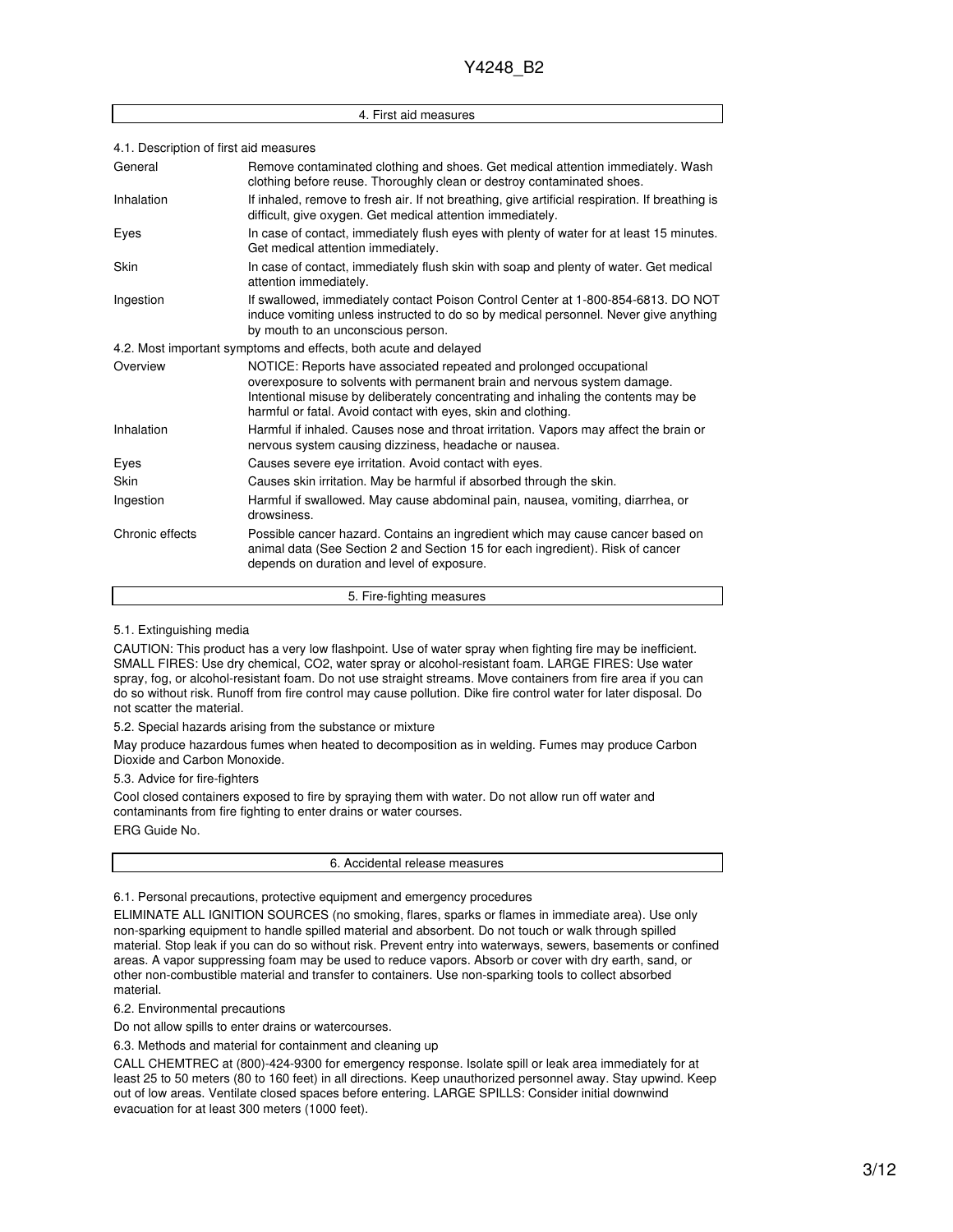## 4. First aid measures

### 4.1. Description of first aid measures

| | |
|---|---|
| General | Remove contaminated clothing and shoes. Get medical attention immediately. Wash clothing before reuse. Thoroughly clean or destroy contaminated shoes. |
| Inhalation | If inhaled, remove to fresh air. If not breathing, give artificial respiration. If breathing is difficult, give oxygen. Get medical attention immediately. |
| Eyes | In case of contact, immediately flush eyes with plenty of water for at least 15 minutes. Get medical attention immediately. |
| Skin | In case of contact, immediately flush skin with soap and plenty of water. Get medical attention immediately. |
| Ingestion | If swallowed, immediately contact Poison Control Center at 1-800-854-6813. DO NOT induce vomiting unless instructed to do so by medical personnel. Never give anything by mouth to an unconscious person. |

### 4.2. Most important symptoms and effects, both acute and delayed

| | |
|---|---|
| Overview | NOTICE: Reports have associated repeated and prolonged occupational overexposure to solvents with permanent brain and nervous system damage. Intentional misuse by deliberately concentrating and inhaling the contents may be harmful or fatal. Avoid contact with eyes, skin and clothing. |
| Inhalation | Harmful if inhaled. Causes nose and throat irritation. Vapors may affect the brain or nervous system causing dizziness, headache or nausea. |
| Eyes | Causes severe eye irritation. Avoid contact with eyes. |
| Skin | Causes skin irritation. May be harmful if absorbed through the skin. |
| Ingestion | Harmful if swallowed. May cause abdominal pain, nausea, vomiting, diarrhea, or drowsiness. |
| Chronic effects | Possible cancer hazard. Contains an ingredient which may cause cancer based on animal data (See Section 2 and Section 15 for each ingredient). Risk of cancer depends on duration and level of exposure. |

## 5. Fire-fighting measures

### 5.1. Extinguishing media

CAUTION: This product has a very low flashpoint. Use of water spray when fighting fire may be inefficient. SMALL FIRES: Use dry chemical, $CO_2$, water spray or alcohol-resistant foam. LARGE FIRES: Use water spray, fog, or alcohol-resistant foam. Do not use straight streams. Move containers from fire area if you can do so without risk. Runoff from fire control may cause pollution. Dike fire control water for later disposal. Do not scatter the material.

### 5.2. Special hazards arising from the substance or mixture

May produce hazardous fumes when heated to decomposition as in welding. Fumes may produce Carbon Dioxide and Carbon Monoxide.

### 5.3. Advice for fire-fighters

Cool closed containers exposed to fire by spraying them with water. Do not allow run off water and contaminants from fire fighting to enter drains or water courses.

ERG Guide No.

## 6. Accidental release measures

### 6.1. Personal precautions, protective equipment and emergency procedures

ELIMINATE ALL IGNITION SOURCES (no smoking, flares, sparks or flames in immediate area). Use only non-sparking equipment to handle spilled material and absorbent. Do not touch or walk through spilled material. Stop leak if you can do so without risk. Prevent entry into waterways, sewers, basements or confined areas. A vapor suppressing foam may be used to reduce vapors. Absorb or cover with dry earth, sand, or other non-combustible material and transfer to containers. Use non-sparking tools to collect absorbed material.

### 6.2. Environmental precautions

Do not allow spills to enter drains or watercourses.

### 6.3. Methods and material for containment and cleaning up

CALL CHEMTREC at (800)-424-9300 for emergency response. Isolate spill or leak area immediately for at least 25 to 50 meters (80 to 160 feet) in all directions. Keep unauthorized personnel away. Stay upwind. Keep out of low areas. Ventilate closed spaces before entering. LARGE SPILLS: Consider initial downwind evacuation for at least 300 meters (1000 feet).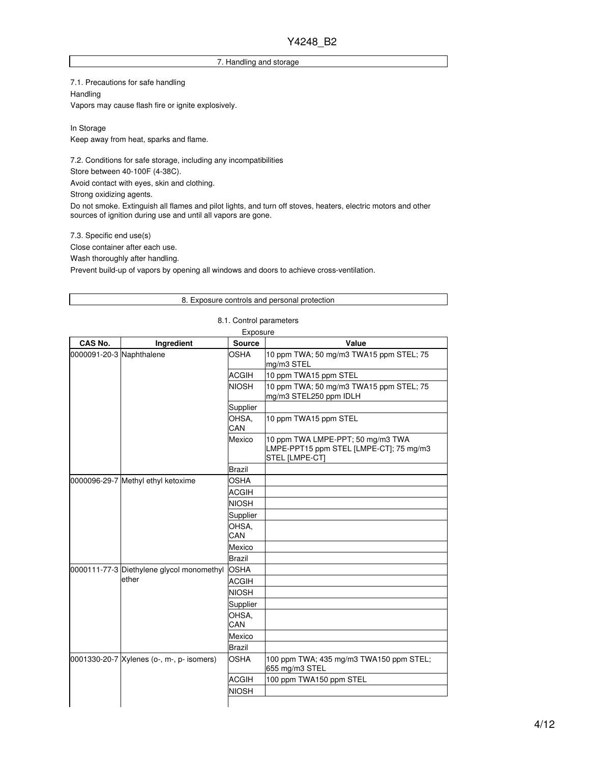## 7. Handling and storage

7.1. Precautions for safe handling

Handling

Vapors may cause flash fire or ignite explosively.

In Storage

Keep away from heat, sparks and flame.

7.2. Conditions for safe storage, including any incompatibilities

Store between 40-100F (4-38C).

Avoid contact with eyes, skin and clothing.

Strong oxidizing agents.

Do not smoke. Extinguish all flames and pilot lights, and turn off stoves, heaters, electric motors and other sources of ignition during use and until all vapors are gone.

7.3. Specific end use(s)

Close container after each use.

Wash thoroughly after handling.

Prevent build-up of vapors by opening all windows and doors to achieve cross-ventilation.

## 8. Exposure controls and personal protection

8.1. Control parameters

Exposure

| CAS No. | Ingredient | Source | Value |
|---|---|---|---|
| 0000091-20-3 | Naphthalene | OSHA | 10 ppm TWA; 50 mg/m3 TWA15 ppm STEL; 75 mg/m3 STEL |
| | | ACGIH | 10 ppm TWA15 ppm STEL |
| | | NIOSH | 10 ppm TWA; 50 mg/m3 TWA15 ppm STEL; 75 mg/m3 STEL250 ppm IDLH |
| | | Supplier | |
| | | OHSA, CAN | 10 ppm TWA15 ppm STEL |
| | | Mexico | 10 ppm TWA LMPE-PPT; 50 mg/m3 TWA LMPE-PPT15 ppm STEL [LMPE-CT]; 75 mg/m3 STEL [LMPE-CT] |
| | | Brazil | |
| 0000096-29-7 | Methyl ethyl ketoxime | OSHA | |
| | | ACGIH | |
| | | NIOSH | |
| | | Supplier | |
| | | OHSA, CAN | |
| | | Mexico | |
| | | Brazil | |
| 0000111-77-3 | Diethylene glycol monomethyl ether | OSHA | |
| | | ACGIH | |
| | | NIOSH | |
| | | Supplier | |
| | | OHSA, CAN | |
| | | Mexico | |
| | | Brazil | |
| 0001330-20-7 | Xylenes (o-, m-, p- isomers) | OSHA | 100 ppm TWA; 435 mg/m3 TWA150 ppm STEL; 655 mg/m3 STEL |
| | | ACGIH | 100 ppm TWA150 ppm STEL |
| | | NIOSH | |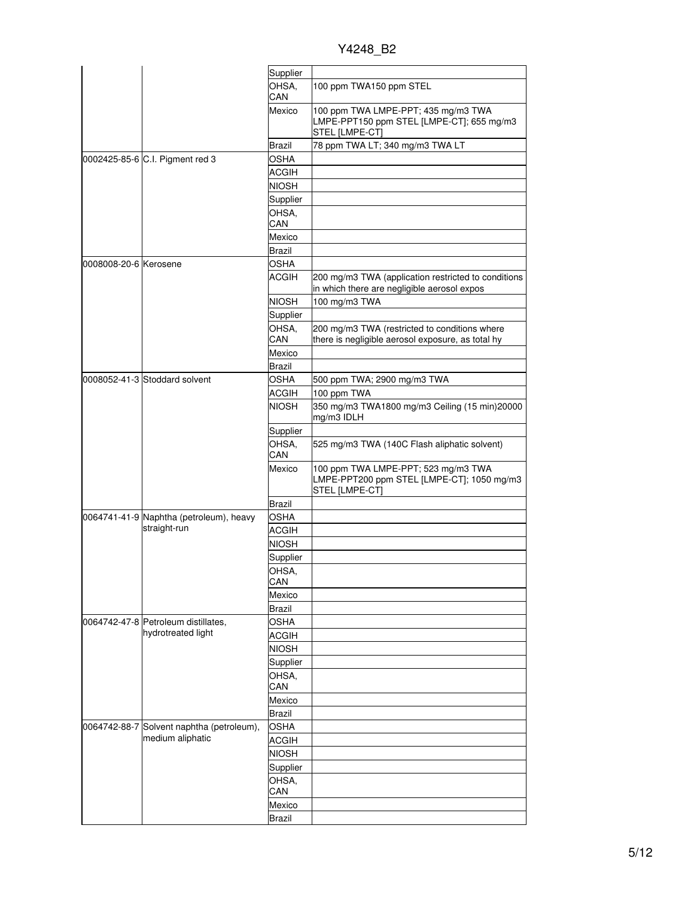| | | | |
|---|---|---|---|
| | | Supplier | |
| | | OHSA, CAN | 100 ppm TWA150 ppm STEL |
| | | Mexico | 100 ppm TWA LMPE-PPT; 435 mg/m3 TWA LMPE-PPT150 ppm STEL [LMPE-CT]; 655 mg/m3 STEL [LMPE-CT] |
| | | Brazil | 78 ppm TWA LT; 340 mg/m3 TWA LT |
| 0002425-85-6 | C.I. Pigment red 3 | OSHA | |
| | | ACGIH | |
| | | NIOSH | |
| | | Supplier | |
| | | OHSA, CAN | |
| | | Mexico | |
| | | Brazil | |
| 0008008-20-6 | Kerosene | OSHA | |
| | | ACGIH | 200 mg/m3 TWA (application restricted to conditions in which there are negligible aerosol expos |
| | | NIOSH | 100 mg/m3 TWA |
| | | Supplier | |
| | | OHSA, CAN | 200 mg/m3 TWA (restricted to conditions where there is negligible aerosol exposure, as total hy |
| | | Mexico | |
| | | Brazil | |
| 0008052-41-3 | Stoddard solvent | OSHA | 500 ppm TWA; 2900 mg/m3 TWA |
| | | ACGIH | 100 ppm TWA |
| | | NIOSH | 350 mg/m3 TWA1800 mg/m3 Ceiling (15 min)20000 mg/m3 IDLH |
| | | Supplier | |
| | | OHSA, CAN | 525 mg/m3 TWA (140C Flash aliphatic solvent) |
| | | Mexico | 100 ppm TWA LMPE-PPT; 523 mg/m3 TWA LMPE-PPT200 ppm STEL [LMPE-CT]; 1050 mg/m3 STEL [LMPE-CT] |
| | | Brazil | |
| 0064741-41-9 | Naphtha (petroleum), heavy straight-run | OSHA | |
| | | ACGIH | |
| | | NIOSH | |
| | | Supplier | |
| | | OHSA, CAN | |
| | | Mexico | |
| | | Brazil | |
| 0064742-47-8 | Petroleum distillates, hydrotreated light | OSHA | |
| | | ACGIH | |
| | | NIOSH | |
| | | Supplier | |
| | | OHSA, CAN | |
| | | Mexico | |
| | | Brazil | |
| 0064742-88-7 | Solvent naphtha (petroleum), medium aliphatic | OSHA | |
| | | ACGIH | |
| | | NIOSH | |
| | | Supplier | |
| | | OHSA, CAN | |
| | | Mexico | |
| | | Brazil | |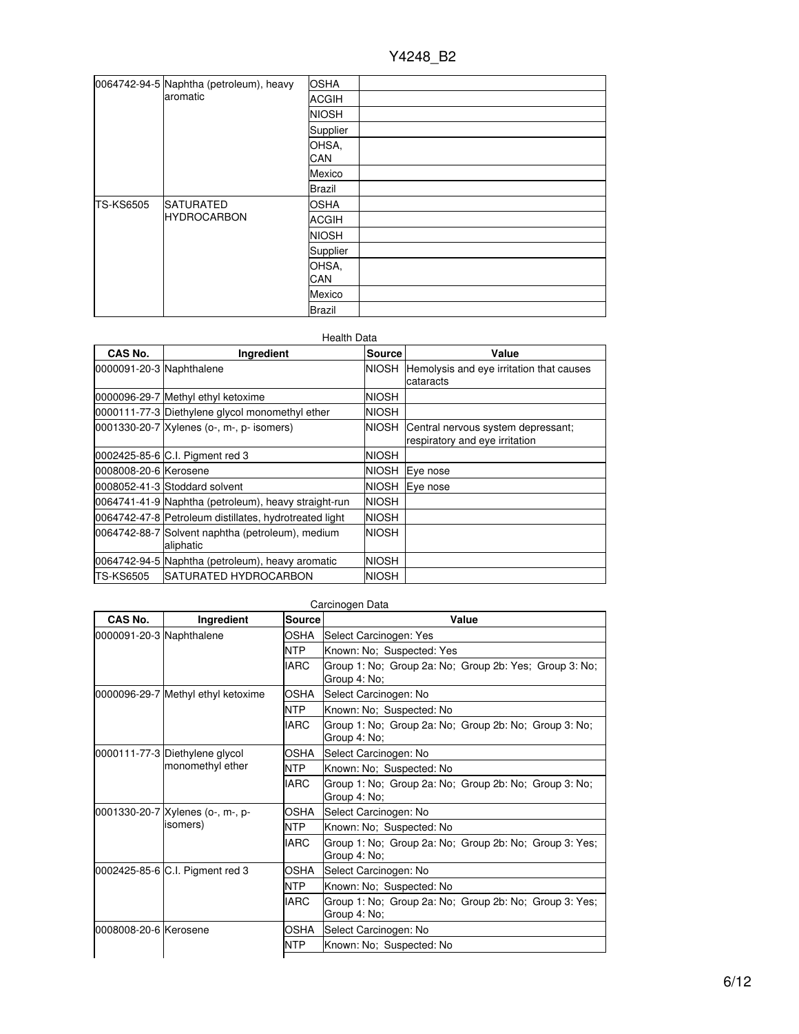| | | | |
|---|---|---|---|
| 0064742-94-5 | Naphtha (petroleum), heavy aromatic | OSHA | |
| | | ACGIH | |
| | | NIOSH | |
| | | Supplier | |
| | | OHSA, CAN | |
| | | Mexico | |
| | | Brazil | |
| TS-KS6505 | SATURATED HYDROCARBON | OSHA | |
| | | ACGIH | |
| | | NIOSH | |
| | | Supplier | |
| | | OHSA, CAN | |
| | | Mexico | |
| | | Brazil | |

Health Data

| CAS No. | Ingredient | Source | Value |
|---|---|---|---|
| 0000091-20-3 | Naphthalene | NIOSH | Hemolysis and eye irritation that causes cataracts |
| 0000096-29-7 | Methyl ethyl ketoxime | NIOSH | |
| 0000111-77-3 | Diethylene glycol monomethyl ether | NIOSH | |
| 0001330-20-7 | Xylenes (o-, m-, p- isomers) | NIOSH | Central nervous system depressant; respiratory and eye irritation |
| 0002425-85-6 | C.I. Pigment red 3 | NIOSH | |
| 0008008-20-6 | Kerosene | NIOSH | Eye nose |
| 0008052-41-3 | Stoddard solvent | NIOSH | Eye nose |
| 0064741-41-9 | Naphtha (petroleum), heavy straight-run | NIOSH | |
| 0064742-47-8 | Petroleum distillates, hydrotreated light | NIOSH | |
| 0064742-88-7 | Solvent naphtha (petroleum), medium aliphatic | NIOSH | |
| 0064742-94-5 | Naphtha (petroleum), heavy aromatic | NIOSH | |
| TS-KS6505 | SATURATED HYDROCARBON | NIOSH | |

Carcinogen Data

| CAS No. | Ingredient | Source | Value |
|---|---|---|---|
| 0000091-20-3 | Naphthalene | OSHA | Select Carcinogen: Yes |
| | | NTP | Known: No; Suspected: Yes |
| | | IARC | Group 1: No; Group 2a: No; Group 2b: Yes; Group 3: No; Group 4: No; |
| 0000096-29-7 | Methyl ethyl ketoxime | OSHA | Select Carcinogen: No |
| | | NTP | Known: No; Suspected: No |
| | | IARC | Group 1: No; Group 2a: No; Group 2b: No; Group 3: No; Group 4: No; |
| 0000111-77-3 | Diethylene glycol monomethyl ether | OSHA | Select Carcinogen: No |
| | | NTP | Known: No; Suspected: No |
| | | IARC | Group 1: No; Group 2a: No; Group 2b: No; Group 3: No; Group 4: No; |
| 0001330-20-7 | Xylenes (o-, m-, p- isomers) | OSHA | Select Carcinogen: No |
| | | NTP | Known: No; Suspected: No |
| | | IARC | Group 1: No; Group 2a: No; Group 2b: No; Group 3: Yes; Group 4: No; |
| 0002425-85-6 | C.I. Pigment red 3 | OSHA | Select Carcinogen: No |
| | | NTP | Known: No; Suspected: No |
| | | IARC | Group 1: No; Group 2a: No; Group 2b: No; Group 3: Yes; Group 4: No; |
| 0008008-20-6 | Kerosene | OSHA | Select Carcinogen: No |
| | | NTP | Known: No; Suspected: No |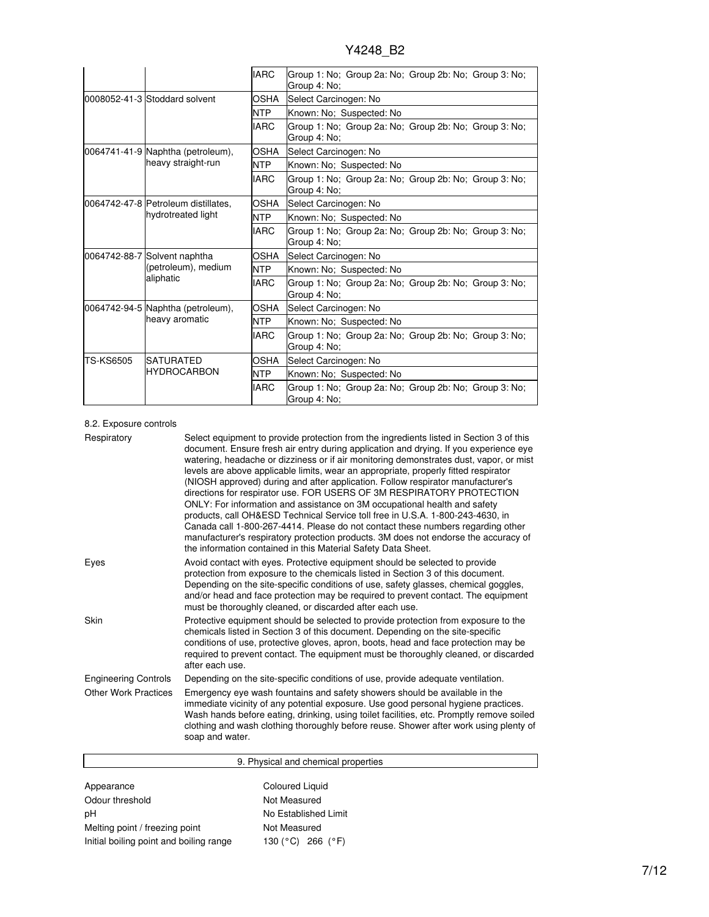| | | | |
|---|---|---|---|
| | | IARC | Group 1: No; Group 2a: No; Group 2b: No; Group 3: No; Group 4: No; |
| 0008052-41-3 | Stoddard solvent | OSHA | Select Carcinogen: No |
| | | NTP | Known: No; Suspected: No |
| | | IARC | Group 1: No; Group 2a: No; Group 2b: No; Group 3: No; Group 4: No; |
| 0064741-41-9 | Naphtha (petroleum), heavy straight-run | OSHA | Select Carcinogen: No |
| | | NTP | Known: No; Suspected: No |
| | | IARC | Group 1: No; Group 2a: No; Group 2b: No; Group 3: No; Group 4: No; |
| 0064742-47-8 | Petroleum distillates, hydrotreated light | OSHA | Select Carcinogen: No |
| | | NTP | Known: No; Suspected: No |
| | | IARC | Group 1: No; Group 2a: No; Group 2b: No; Group 3: No; Group 4: No; |
| 0064742-88-7 | Solvent naphtha (petroleum), medium aliphatic | OSHA | Select Carcinogen: No |
| | | NTP | Known: No; Suspected: No |
| | | IARC | Group 1: No; Group 2a: No; Group 2b: No; Group 3: No; Group 4: No; |
| 0064742-94-5 | Naphtha (petroleum), heavy aromatic | OSHA | Select Carcinogen: No |
| | | NTP | Known: No; Suspected: No |
| | | IARC | Group 1: No; Group 2a: No; Group 2b: No; Group 3: No; Group 4: No; |
| TS-KS6505 | SATURATED HYDROCARBON | OSHA | Select Carcinogen: No |
| | | NTP | Known: No; Suspected: No |
| | | IARC | Group 1: No; Group 2a: No; Group 2b: No; Group 3: No; Group 4: No; |

8.2. Exposure controls

| | |
|---|---|
| Respiratory | Select equipment to provide protection from the ingredients listed in Section 3 of this document. Ensure fresh air entry during application and drying. If you experience eye watering, headache or dizziness or if air monitoring demonstrates dust, vapor, or mist levels are above applicable limits, wear an appropriate, properly fitted respirator (NIOSH approved) during and after application. Follow respirator manufacturer's directions for respirator use. FOR USERS OF 3M RESPIRATORY PROTECTION ONLY: For information and assistance on 3M occupational health and safety products, call OH&ESD Technical Service toll free in U.S.A. 1-800-243-4630, in Canada call 1-800-267-4414. Please do not contact these numbers regarding other manufacturer's respiratory protection products. 3M does not endorse the accuracy of the information contained in this Material Safety Data Sheet. |
| Eyes | Avoid contact with eyes. Protective equipment should be selected to provide protection from exposure to the chemicals listed in Section 3 of this document. Depending on the site-specific conditions of use, safety glasses, chemical goggles, and/or head and face protection may be required to prevent contact. The equipment must be thoroughly cleaned, or discarded after each use. |
| Skin | Protective equipment should be selected to provide protection from exposure to the chemicals listed in Section 3 of this document. Depending on the site-specific conditions of use, protective gloves, apron, boots, head and face protection may be required to prevent contact. The equipment must be thoroughly cleaned, or discarded after each use. |
| Engineering Controls | Depending on the site-specific conditions of use, provide adequate ventilation. |
| Other Work Practices | Emergency eye wash fountains and safety showers should be available in the immediate vicinity of any potential exposure. Use good personal hygiene practices. Wash hands before eating, drinking, using toilet facilities, etc. Promptly remove soiled clothing and wash clothing thoroughly before reuse. Shower after work using plenty of soap and water. |

## 9. Physical and chemical properties

| | |
|---|---|
| Appearance | Coloured Liquid |
| Odour threshold | Not Measured |
| pH | No Established Limit |
| Melting point / freezing point | Not Measured |
| Initial boiling point and boiling range | 130 (°C) 266 (°F) |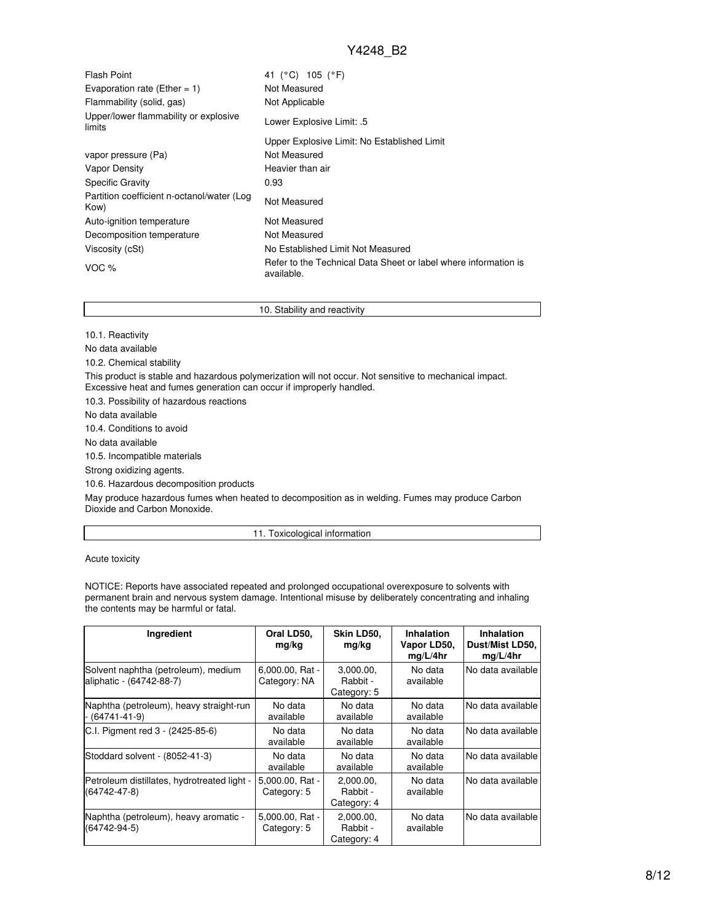| | |
|---|---|
| Flash Point | 41 (°C) 105 (°F) |
| Evaporation rate (Ether = 1) | Not Measured |
| Flammability (solid, gas) | Not Applicable |
| Upper/lower flammability or explosive limits | Lower Explosive Limit: .5 |
| | Upper Explosive Limit: No Established Limit |
| vapor pressure (Pa) | Not Measured |
| Vapor Density | Heavier than air |
| Specific Gravity | 0.93 |
| Partition coefficient n-octanol/water (Log Kow) | Not Measured |
| Auto-ignition temperature | Not Measured |
| Decomposition temperature | Not Measured |
| Viscosity (cSt) | No Established Limit Not Measured |
| VOC % | Refer to the Technical Data Sheet or label where information is available. |

## 10. Stability and reactivity

10.1. Reactivity

No data available

10.2. Chemical stability

This product is stable and hazardous polymerization will not occur. Not sensitive to mechanical impact. Excessive heat and fumes generation can occur if improperly handled.

10.3. Possibility of hazardous reactions

No data available

10.4. Conditions to avoid

No data available

10.5. Incompatible materials

Strong oxidizing agents.

10.6. Hazardous decomposition products

May produce hazardous fumes when heated to decomposition as in welding. Fumes may produce Carbon Dioxide and Carbon Monoxide.

## 11. Toxicological information

Acute toxicity

NOTICE: Reports have associated repeated and prolonged occupational overexposure to solvents with permanent brain and nervous system damage. Intentional misuse by deliberately concentrating and inhaling the contents may be harmful or fatal.

| Ingredient | Oral LD50, mg/kg | Skin LD50, mg/kg | Inhalation Vapor LD50, mg/L/4hr | Inhalation Dust/Mist LD50, mg/L/4hr |
|---|---|---|---|---|
| Solvent naphtha (petroleum), medium aliphatic - (64742-88-7) | 6,000.00, Rat - Category: NA | 3,000.00, Rabbit - Category: 5 | No data available | No data available |
| Naphtha (petroleum), heavy straight-run - (64741-41-9) | No data available | No data available | No data available | No data available |
| C.I. Pigment red 3 - (2425-85-6) | No data available | No data available | No data available | No data available |
| Stoddard solvent - (8052-41-3) | No data available | No data available | No data available | No data available |
| Petroleum distillates, hydrotreated light - (64742-47-8) | 5,000.00, Rat - Category: 5 | 2,000.00, Rabbit - Category: 4 | No data available | No data available |
| Naphtha (petroleum), heavy aromatic - (64742-94-5) | 5,000.00, Rat - Category: 5 | 2,000.00, Rabbit - Category: 4 | No data available | No data available |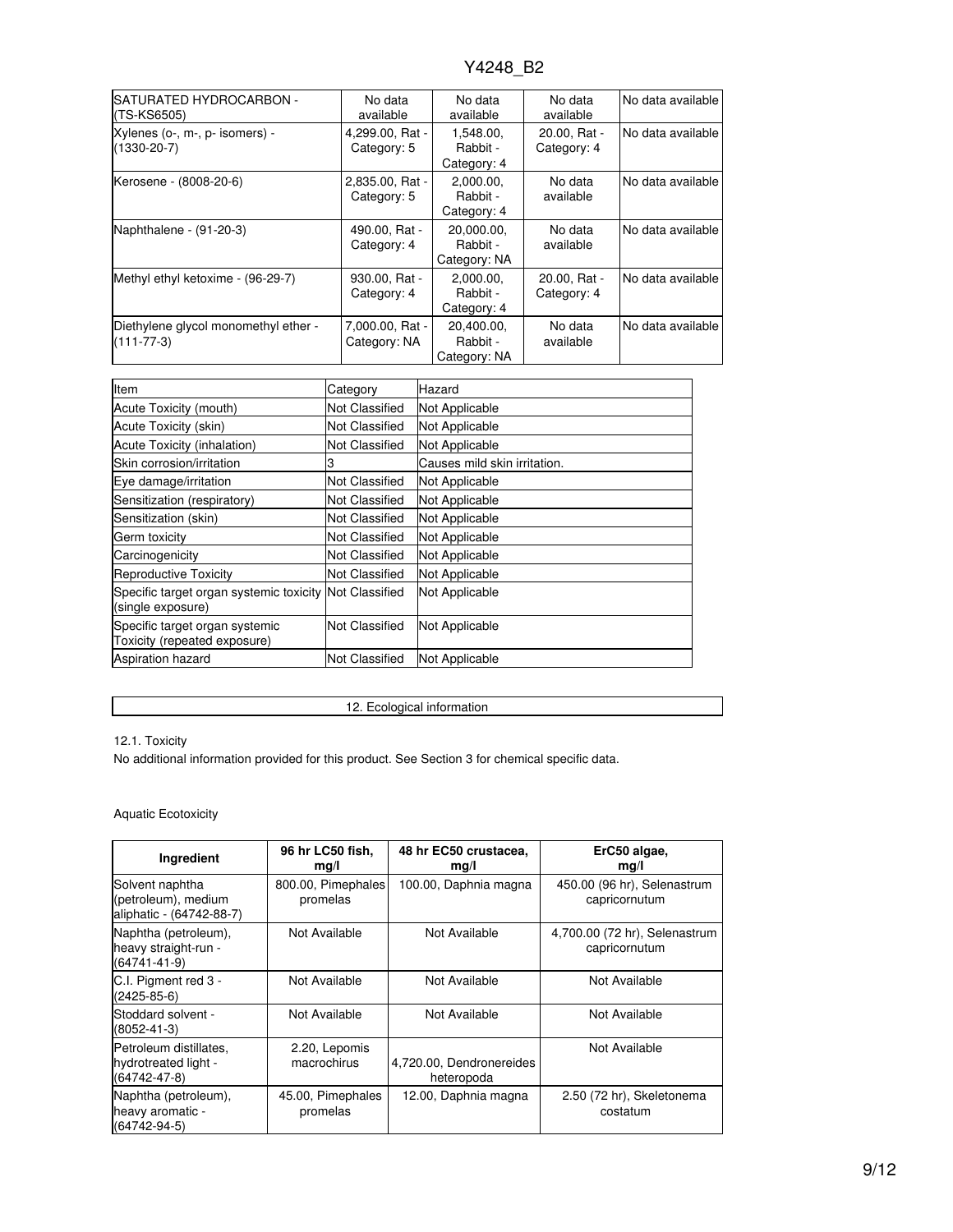| | | | | |
|---|---|---|---|---|
| SATURATED HYDROCARBON - (TS-KS6505) | No data available | No data available | No data available | No data available |
| Xylenes (o-, m-, p- isomers) - (1330-20-7) | 4,299.00, Rat - Category: 5 | 1,548.00, Rabbit - Category: 4 | 20.00, Rat - Category: 4 | No data available |
| Kerosene - (8008-20-6) | 2,835.00, Rat - Category: 5 | 2,000.00, Rabbit - Category: 4 | No data available | No data available |
| Naphthalene - (91-20-3) | 490.00, Rat - Category: 4 | 20,000.00, Rabbit - Category: NA | No data available | No data available |
| Methyl ethyl ketoxime - (96-29-7) | 930.00, Rat - Category: 4 | 2,000.00, Rabbit - Category: 4 | 20.00, Rat - Category: 4 | No data available |
| Diethylene glycol monomethyl ether - (111-77-3) | 7,000.00, Rat - Category: NA | 20,400.00, Rabbit - Category: NA | No data available | No data available |

| Item | Category | Hazard |
|---|---|---|
| Acute Toxicity (mouth) | Not Classified | Not Applicable |
| Acute Toxicity (skin) | Not Classified | Not Applicable |
| Acute Toxicity (inhalation) | Not Classified | Not Applicable |
| Skin corrosion/irritation | 3 | Causes mild skin irritation. |
| Eye damage/irritation | Not Classified | Not Applicable |
| Sensitization (respiratory) | Not Classified | Not Applicable |
| Sensitization (skin) | Not Classified | Not Applicable |
| Germ toxicity | Not Classified | Not Applicable |
| Carcinogenicity | Not Classified | Not Applicable |
| Reproductive Toxicity | Not Classified | Not Applicable |
| Specific target organ systemic toxicity (single exposure) | Not Classified | Not Applicable |
| Specific target organ systemic Toxicity (repeated exposure) | Not Classified | Not Applicable |
| Aspiration hazard | Not Classified | Not Applicable |

## 12. Ecological information

12.1. Toxicity

No additional information provided for this product. See Section 3 for chemical specific data.

Aquatic Ecotoxicity

| Ingredient | 96 hr LC50 fish, mg/l | 48 hr EC50 crustacea, mg/l | ErC50 algae, mg/l |
|---|---|---|---|
| Solvent naphtha (petroleum), medium aliphatic - (64742-88-7) | 800.00, Pimephales promelas | 100.00, Daphnia magna | 450.00 (96 hr), Selenastrum capricornutum |
| Naphtha (petroleum), heavy straight-run - (64741-41-9) | Not Available | Not Available | 4,700.00 (72 hr), Selenastrum capricornutum |
| C.I. Pigment red 3 - (2425-85-6) | Not Available | Not Available | Not Available |
| Stoddard solvent - (8052-41-3) | Not Available | Not Available | Not Available |
| Petroleum distillates, hydrotreated light - (64742-47-8) | 2.20, Lepomis macrochirus | 4,720.00, Dendronereides heteropoda | Not Available |
| Naphtha (petroleum), heavy aromatic - (64742-94-5) | 45.00, Pimephales promelas | 12.00, Daphnia magna | 2.50 (72 hr), Skeletonema costatum |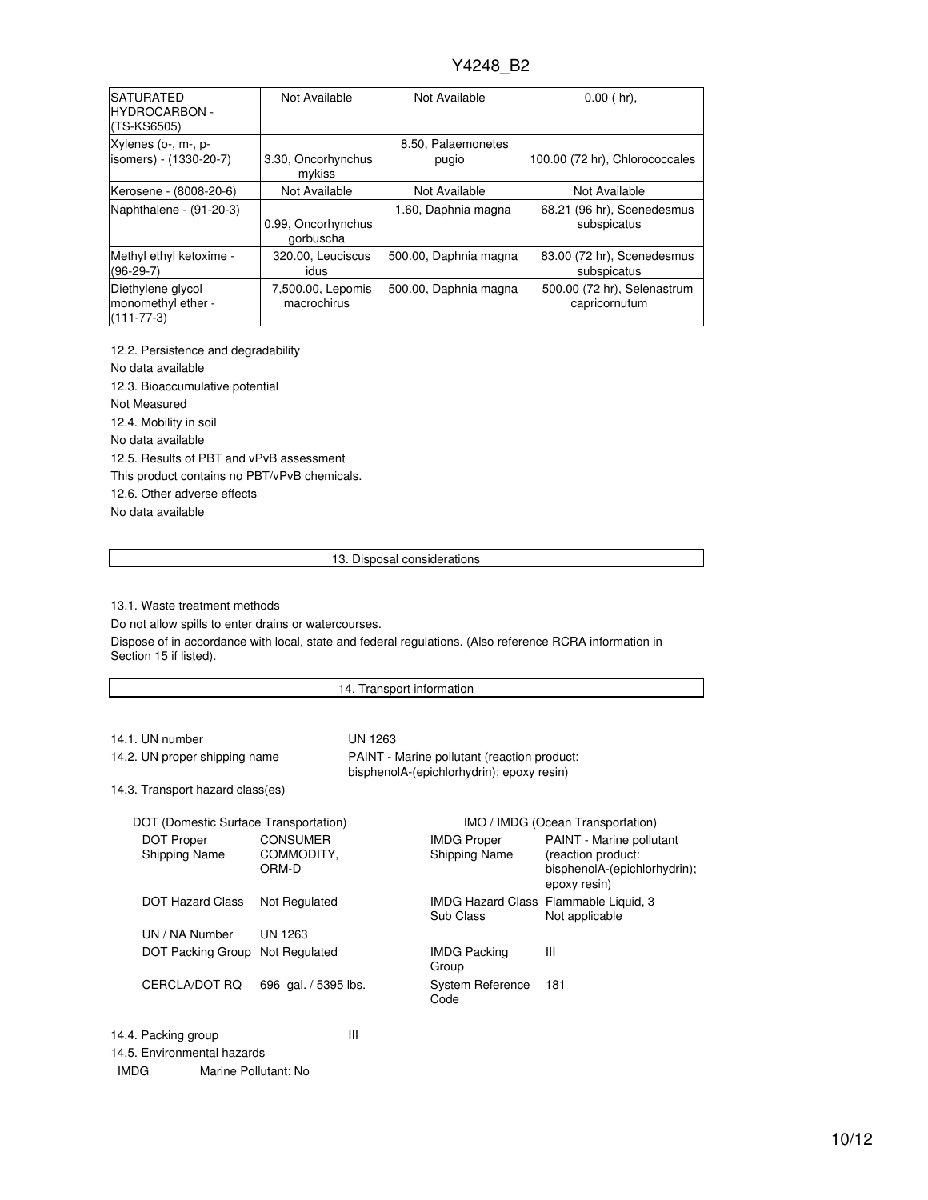| SATURATED HYDROCARBON - (TS-KS6505) | Not Available | Not Available | 0.00 ( hr), |
|---|---|---|---|
| Xylenes (o-, m-, p- isomers) - (1330-20-7) | 3.30, Oncorhynchus mykiss | 8.50, Palaemonetes pugio | 100.00 (72 hr), Chlorococcales |
| Kerosene - (8008-20-6) | Not Available | Not Available | Not Available |
| Naphthalene - (91-20-3) | 0.99, Oncorhynchus gorbuscha | 1.60, Daphnia magna | 68.21 (96 hr), Scenedesmus subspicatus |
| Methyl ethyl ketoxime - (96-29-7) | 320.00, Leuciscus idus | 500.00, Daphnia magna | 83.00 (72 hr), Scenedesmus subspicatus |
| Diethylene glycol monomethyl ether - (111-77-3) | 7,500.00, Lepomis macrochirus | 500.00, Daphnia magna | 500.00 (72 hr), Selenastrum capricornutum |

12.2. Persistence and degradability

No data available

12.3. Bioaccumulative potential

Not Measured

12.4. Mobility in soil

No data available

12.5. Results of PBT and vPvB assessment

This product contains no PBT/vPvB chemicals.

12.6. Other adverse effects

No data available

## 13. Disposal considerations

13.1. Waste treatment methods

Do not allow spills to enter drains or watercourses.

Dispose of in accordance with local, state and federal regulations. (Also reference RCRA information in Section 15 if listed).

## 14. Transport information

14.1. UN number: UN 1263

14.2. UN proper shipping name: PAINT - Marine pollutant (reaction product: bisphenolA-(epichlorhydrin); epoxy resin)

14.3. Transport hazard class(es)

| DOT (Domestic Surface Transportation) | | IMO / IMDG (Ocean Transportation) | |
|---|---|---|---|
| DOT Proper Shipping Name | CONSUMER COMMODITY, ORM-D | IMDG Proper Shipping Name | PAINT - Marine pollutant (reaction product: bisphenolA-(epichlorhydrin); epoxy resin) |
| DOT Hazard Class | Not Regulated | IMDG Hazard Class Sub Class | Flammable Liquid, 3 Not applicable |
| UN / NA Number | UN 1263 | | |
| DOT Packing Group | Not Regulated | IMDG Packing Group | III |
| CERCLA/DOT RQ | 696 gal. / 5395 lbs. | System Reference Code | 181 |

14.4. Packing group: III

14.5. Environmental hazards

IMDG Marine Pollutant: No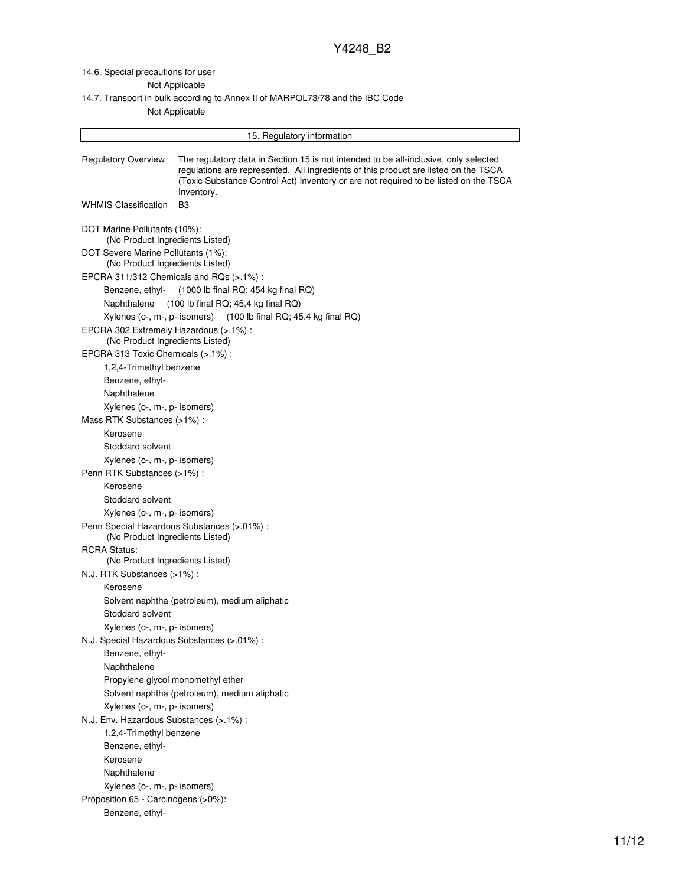14.6. Special precautions for user

Not Applicable

14.7. Transport in bulk according to Annex II of MARPOL73/78 and the IBC Code

Not Applicable

## 15. Regulatory information

| | |
|---|---|
| Regulatory Overview | The regulatory data in Section 15 is not intended to be all-inclusive, only selected regulations are represented. All ingredients of this product are listed on the TSCA (Toxic Substance Control Act) Inventory or are not required to be listed on the TSCA Inventory. |
| WHMIS Classification | B3 |

DOT Marine Pollutants (10%):
(No Product Ingredients Listed)

DOT Severe Marine Pollutants (1%):
(No Product Ingredients Listed)

EPCRA 311/312 Chemicals and RQs (>.1%) :

- Benzene, ethyl- (1000 lb final RQ; 454 kg final RQ)
- Naphthalene (100 lb final RQ; 45.4 kg final RQ)
- Xylenes (o-, m-, p- isomers) (100 lb final RQ; 45.4 kg final RQ)

EPCRA 302 Extremely Hazardous (>.1%) :
(No Product Ingredients Listed)

EPCRA 313 Toxic Chemicals (>.1%) :

- 1,2,4-Trimethyl benzene
- Benzene, ethyl-
- Naphthalene
- Xylenes (o-, m-, p- isomers)

Mass RTK Substances (>1%) :

- Kerosene
- Stoddard solvent
- Xylenes (o-, m-, p- isomers)

Penn RTK Substances (>1%) :

- Kerosene
- Stoddard solvent
- Xylenes (o-, m-, p- isomers)

Penn Special Hazardous Substances (>.01%) :
(No Product Ingredients Listed)

RCRA Status:
(No Product Ingredients Listed)

N.J. RTK Substances (>1%) :

- Kerosene
- Solvent naphtha (petroleum), medium aliphatic
- Stoddard solvent
- Xylenes (o-, m-, p- isomers)

N.J. Special Hazardous Substances (>.01%) :

- Benzene, ethyl-
- Naphthalene
- Propylene glycol monomethyl ether
- Solvent naphtha (petroleum), medium aliphatic
- Xylenes (o-, m-, p- isomers)

N.J. Env. Hazardous Substances (>.1%) :

- 1,2,4-Trimethyl benzene
- Benzene, ethyl-
- Kerosene
- Naphthalene
- Xylenes (o-, m-, p- isomers)

Proposition 65 - Carcinogens (>0%):

- Benzene, ethyl-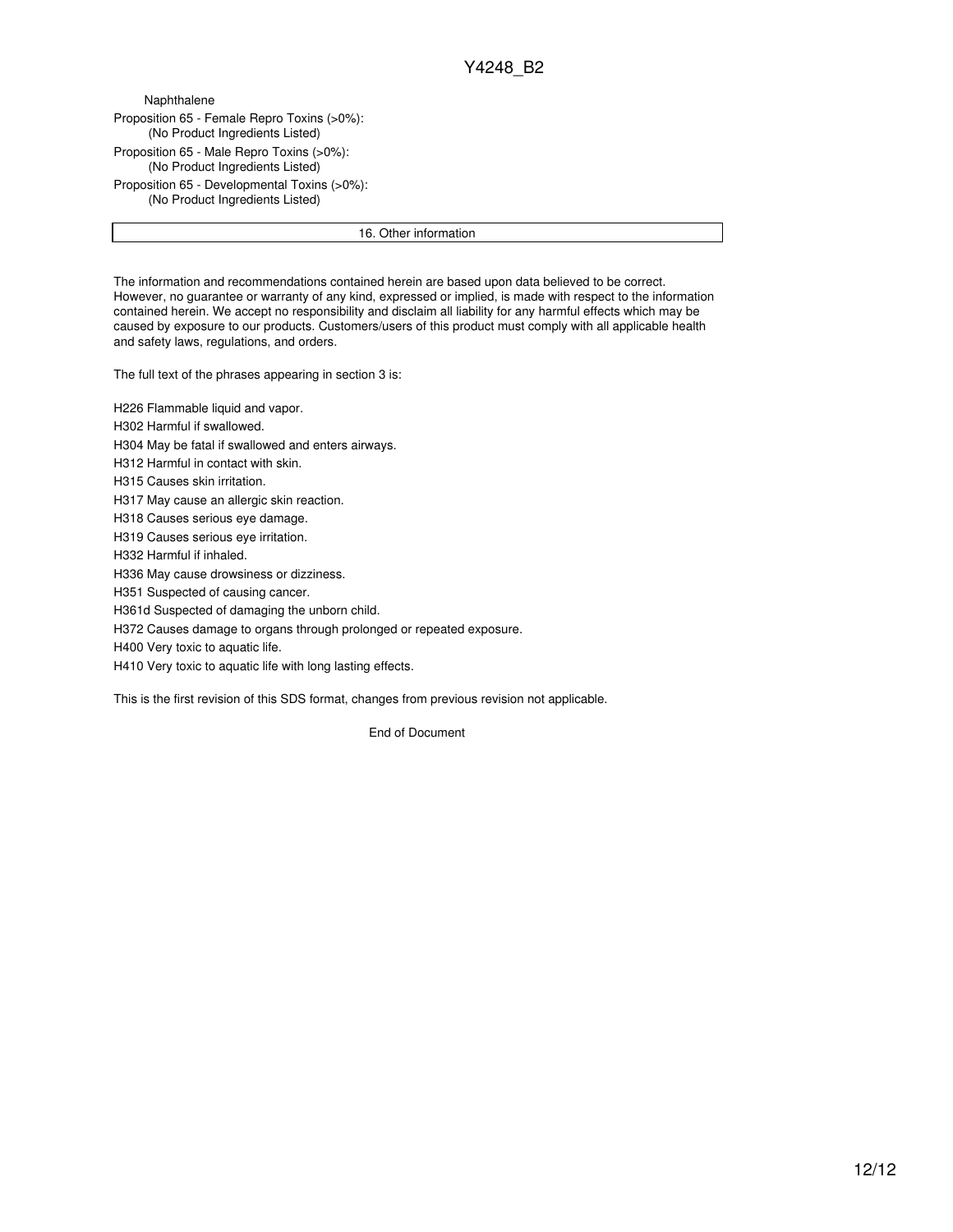Naphthalene

Proposition 65 - Female Repro Toxins (>0%):
(No Product Ingredients Listed)

Proposition 65 - Male Repro Toxins (>0%):
(No Product Ingredients Listed)

Proposition 65 - Developmental Toxins (>0%):
(No Product Ingredients Listed)

## 16. Other information

The information and recommendations contained herein are based upon data believed to be correct. However, no guarantee or warranty of any kind, expressed or implied, is made with respect to the information contained herein. We accept no responsibility and disclaim all liability for any harmful effects which may be caused by exposure to our products. Customers/users of this product must comply with all applicable health and safety laws, regulations, and orders.

The full text of the phrases appearing in section 3 is:

H226 Flammable liquid and vapor.
H302 Harmful if swallowed.
H304 May be fatal if swallowed and enters airways.
H312 Harmful in contact with skin.
H315 Causes skin irritation.
H317 May cause an allergic skin reaction.
H318 Causes serious eye damage.
H319 Causes serious eye irritation.
H332 Harmful if inhaled.
H336 May cause drowsiness or dizziness.
H351 Suspected of causing cancer.
H361d Suspected of damaging the unborn child.
H372 Causes damage to organs through prolonged or repeated exposure.
H400 Very toxic to aquatic life.
H410 Very toxic to aquatic life with long lasting effects.

This is the first revision of this SDS format, changes from previous revision not applicable.

End of Document